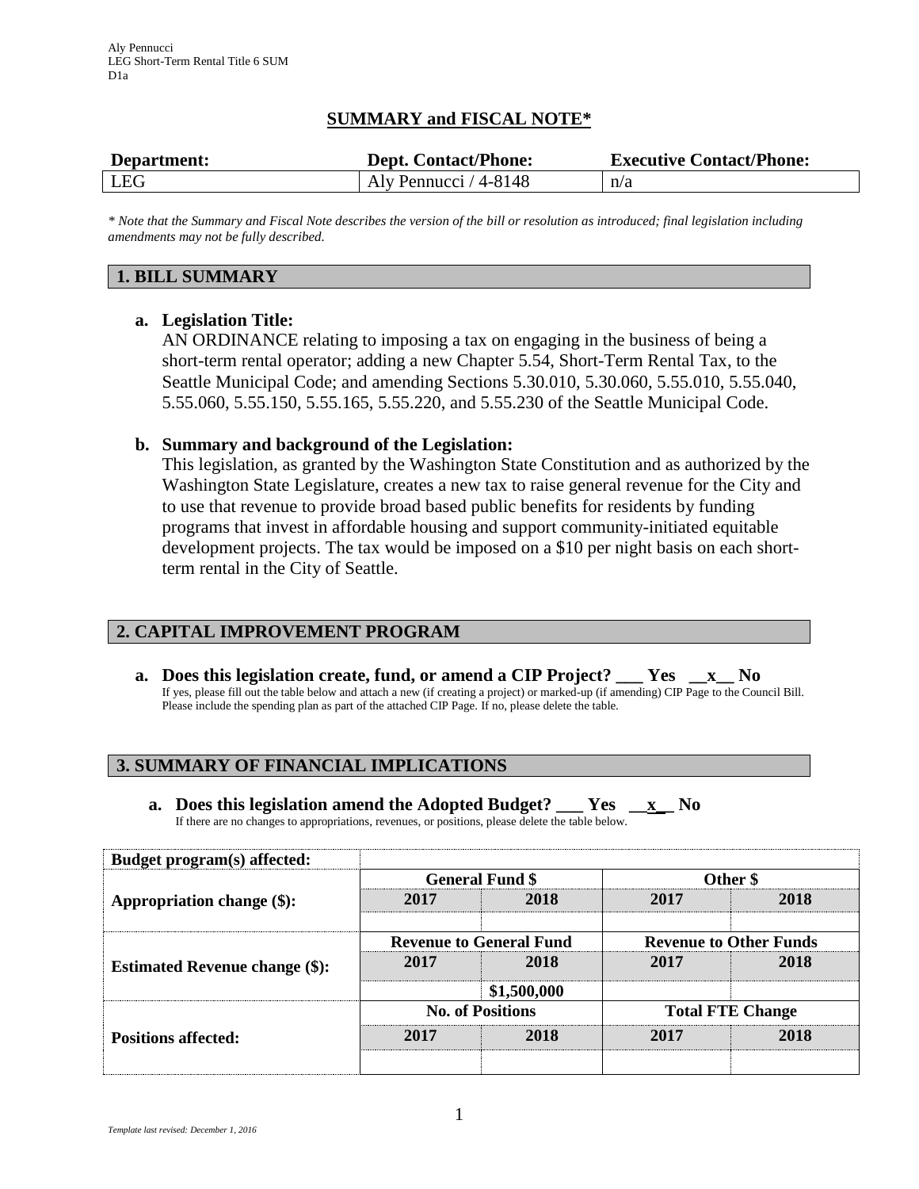Aly Pennucci
LEG Short-Term Rental Title 6 SUM
D1a

# SUMMARY and FISCAL NOTE*

| Department: | Dept. Contact/Phone: | Executive Contact/Phone: |
|---|---|---|
| LEG | Aly Pennucci / 4-8148 | n/a |

*\* Note that the Summary and Fiscal Note describes the version of the bill or resolution as introduced; final legislation including amendments may not be fully described.*

## 1. BILL SUMMARY

**a. Legislation Title:**
AN ORDINANCE relating to imposing a tax on engaging in the business of being a short-term rental operator; adding a new Chapter 5.54, Short-Term Rental Tax, to the Seattle Municipal Code; and amending Sections 5.30.010, 5.30.060, 5.55.010, 5.55.040, 5.55.060, 5.55.150, 5.55.165, 5.55.220, and 5.55.230 of the Seattle Municipal Code.

**b. Summary and background of the Legislation:**
This legislation, as granted by the Washington State Constitution and as authorized by the Washington State Legislature, creates a new tax to raise general revenue for the City and to use that revenue to provide broad based public benefits for residents by funding programs that invest in affordable housing and support community-initiated equitable development projects. The tax would be imposed on a $10 per night basis on each short-term rental in the City of Seattle.

## 2. CAPITAL IMPROVEMENT PROGRAM

**a. Does this legislation create, fund, or amend a CIP Project? ___ Yes __x__ No**
If yes, please fill out the table below and attach a new (if creating a project) or marked-up (if amending) CIP Page to the Council Bill. Please include the spending plan as part of the attached CIP Page. If no, please delete the table.

## 3. SUMMARY OF FINANCIAL IMPLICATIONS

**a. Does this legislation amend the Adopted Budget? ___ Yes __x__ No**
If there are no changes to appropriations, revenues, or positions, please delete the table below.

| Budget program(s) affected: | | | | |
|---|---|---|---|---|
| **Appropriation change ($):** | **General Fund $** | | **Other $** | |
| | **2017** | **2018** | **2017** | **2018** |
| | | | | |
| **Estimated Revenue change ($):** | **Revenue to General Fund** | | **Revenue to Other Funds** | |
| | **2017** | **2018** | **2017** | **2018** |
| | | **$1,500,000** | | |
| **Positions affected:** | **No. of Positions** | | **Total FTE Change** | |
| | **2017** | **2018** | **2017** | **2018** |
| | | | | |

*Template last revised: December 1, 2016*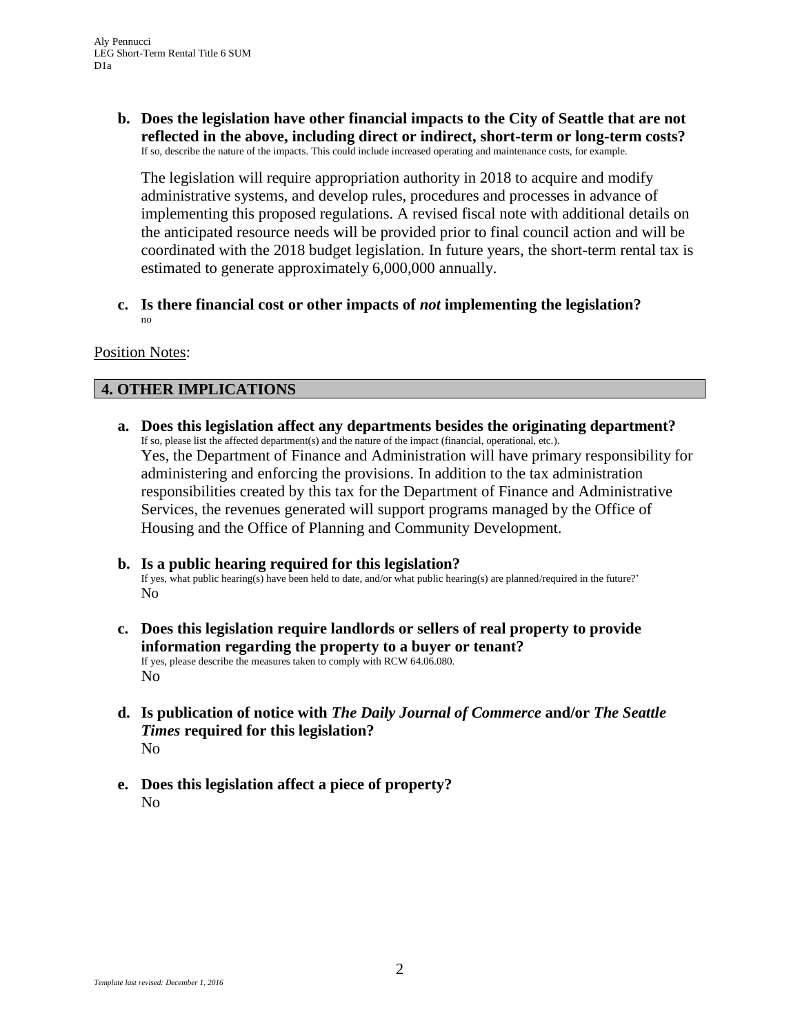**b. Does the legislation have other financial impacts to the City of Seattle that are not reflected in the above, including direct or indirect, short-term or long-term costs?**
If so, describe the nature of the impacts. This could include increased operating and maintenance costs, for example.

The legislation will require appropriation authority in 2018 to acquire and modify administrative systems, and develop rules, procedures and processes in advance of implementing this proposed regulations. A revised fiscal note with additional details on the anticipated resource needs will be provided prior to final council action and will be coordinated with the 2018 budget legislation. In future years, the short-term rental tax is estimated to generate approximately 6,000,000 annually.

**c. Is there financial cost or other impacts of *not* implementing the legislation?**
no

Position Notes:

## 4. OTHER IMPLICATIONS

**a. Does this legislation affect any departments besides the originating department?**
If so, please list the affected department(s) and the nature of the impact (financial, operational, etc.).
Yes, the Department of Finance and Administration will have primary responsibility for administering and enforcing the provisions. In addition to the tax administration responsibilities created by this tax for the Department of Finance and Administrative Services, the revenues generated will support programs managed by the Office of Housing and the Office of Planning and Community Development.

**b. Is a public hearing required for this legislation?**
If yes, what public hearing(s) have been held to date, and/or what public hearing(s) are planned/required in the future?'
No

**c. Does this legislation require landlords or sellers of real property to provide information regarding the property to a buyer or tenant?**
If yes, please describe the measures taken to comply with RCW 64.06.080.
No

**d. Is publication of notice with *The Daily Journal of Commerce* and/or *The Seattle Times* required for this legislation?**
No

**e. Does this legislation affect a piece of property?**
No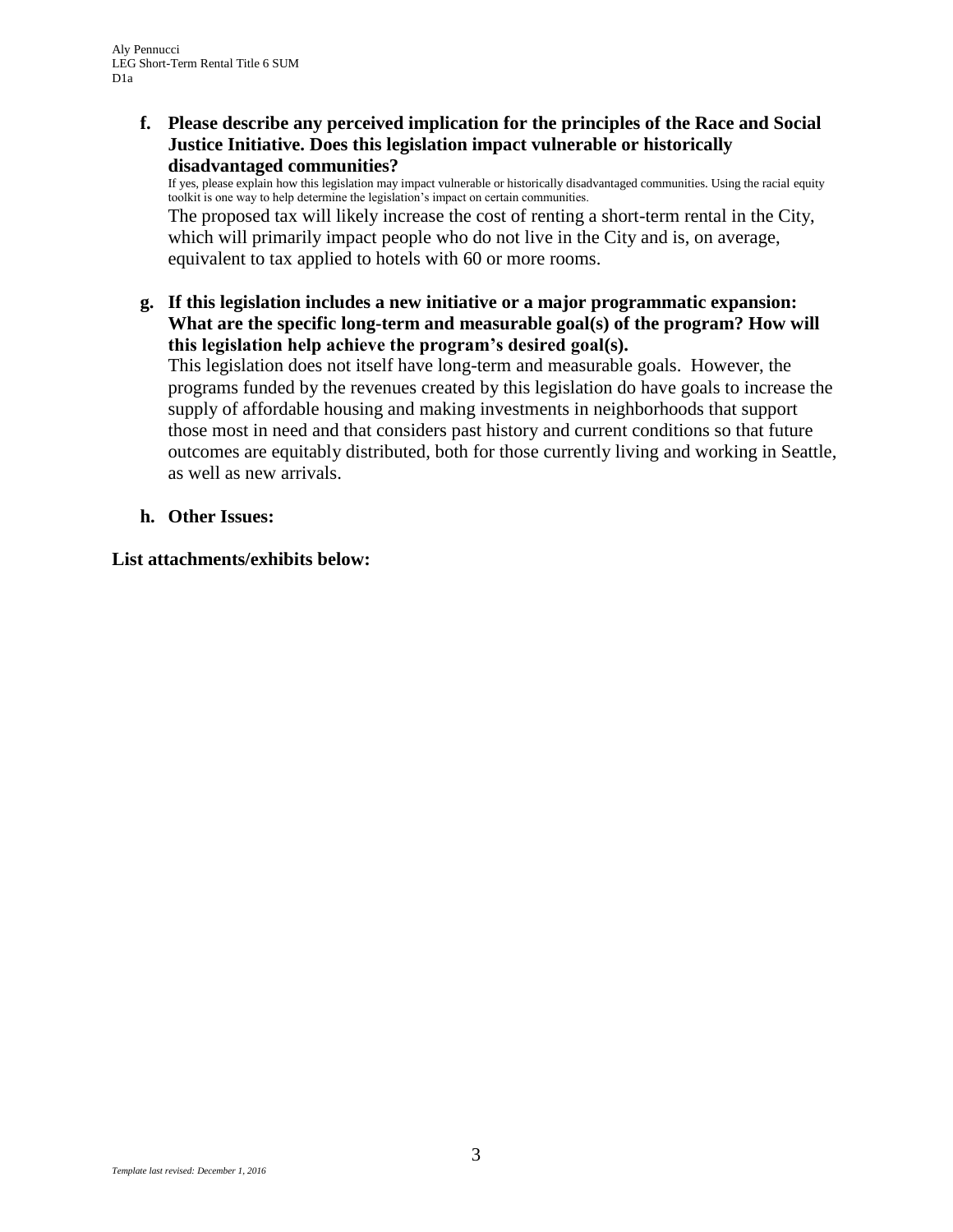**f. Please describe any perceived implication for the principles of the Race and Social Justice Initiative. Does this legislation impact vulnerable or historically disadvantaged communities?**

If yes, please explain how this legislation may impact vulnerable or historically disadvantaged communities. Using the racial equity toolkit is one way to help determine the legislation's impact on certain communities.

The proposed tax will likely increase the cost of renting a short-term rental in the City, which will primarily impact people who do not live in the City and is, on average, equivalent to tax applied to hotels with 60 or more rooms.

**g. If this legislation includes a new initiative or a major programmatic expansion: What are the specific long-term and measurable goal(s) of the program? How will this legislation help achieve the program's desired goal(s).**

This legislation does not itself have long-term and measurable goals. However, the programs funded by the revenues created by this legislation do have goals to increase the supply of affordable housing and making investments in neighborhoods that support those most in need and that considers past history and current conditions so that future outcomes are equitably distributed, both for those currently living and working in Seattle, as well as new arrivals.

**h. Other Issues:**

**List attachments/exhibits below:**